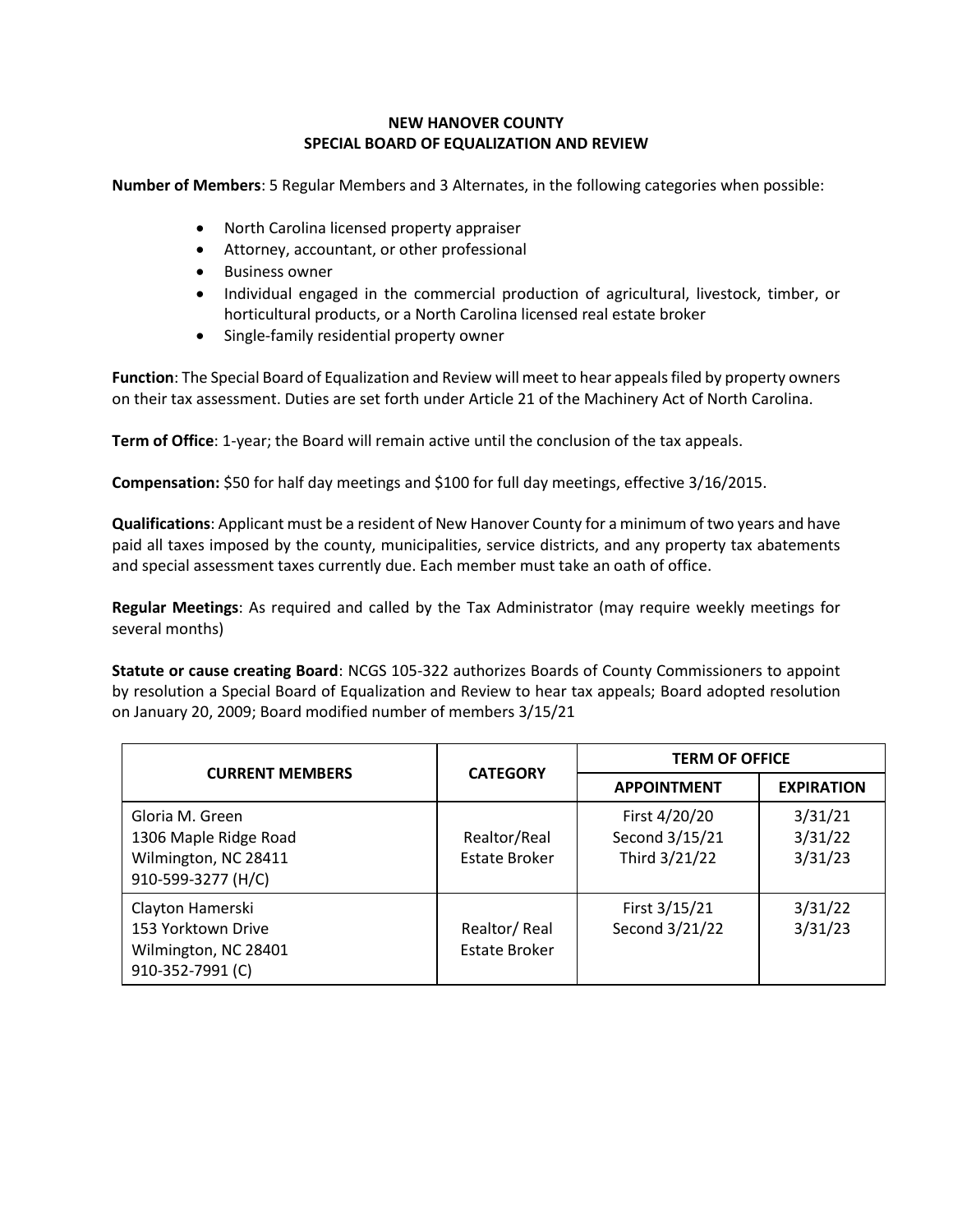# NEW HANOVER COUNTY
## SPECIAL BOARD OF EQUALIZATION AND REVIEW

**Number of Members**: 5 Regular Members and 3 Alternates, in the following categories when possible:

- North Carolina licensed property appraiser
- Attorney, accountant, or other professional
- Business owner
- Individual engaged in the commercial production of agricultural, livestock, timber, or horticultural products, or a North Carolina licensed real estate broker
- Single-family residential property owner

**Function**: The Special Board of Equalization and Review will meet to hear appeals filed by property owners on their tax assessment. Duties are set forth under Article 21 of the Machinery Act of North Carolina.

**Term of Office**: 1-year; the Board will remain active until the conclusion of the tax appeals.

**Compensation:** $50 for half day meetings and $100 for full day meetings, effective 3/16/2015.

**Qualifications**: Applicant must be a resident of New Hanover County for a minimum of two years and have paid all taxes imposed by the county, municipalities, service districts, and any property tax abatements and special assessment taxes currently due. Each member must take an oath of office.

**Regular Meetings**: As required and called by the Tax Administrator (may require weekly meetings for several months)

**Statute or cause creating Board**: NCGS 105-322 authorizes Boards of County Commissioners to appoint by resolution a Special Board of Equalization and Review to hear tax appeals; Board adopted resolution on January 20, 2009; Board modified number of members 3/15/21

| CURRENT MEMBERS | CATEGORY | TERM OF OFFICE | |
|---|---|---|---|
| | | APPOINTMENT | EXPIRATION |
| Gloria M. Green<br>1306 Maple Ridge Road<br>Wilmington, NC 28411<br>910-599-3277 (H/C) | Realtor/Real Estate Broker | First 4/20/20<br>Second 3/15/21<br>Third 3/21/22 | 3/31/21<br>3/31/22<br>3/31/23 |
| Clayton Hamerski<br>153 Yorktown Drive<br>Wilmington, NC 28401<br>910-352-7991 (C) | Realtor/ Real Estate Broker | First 3/15/21<br>Second 3/21/22 | 3/31/22<br>3/31/23 |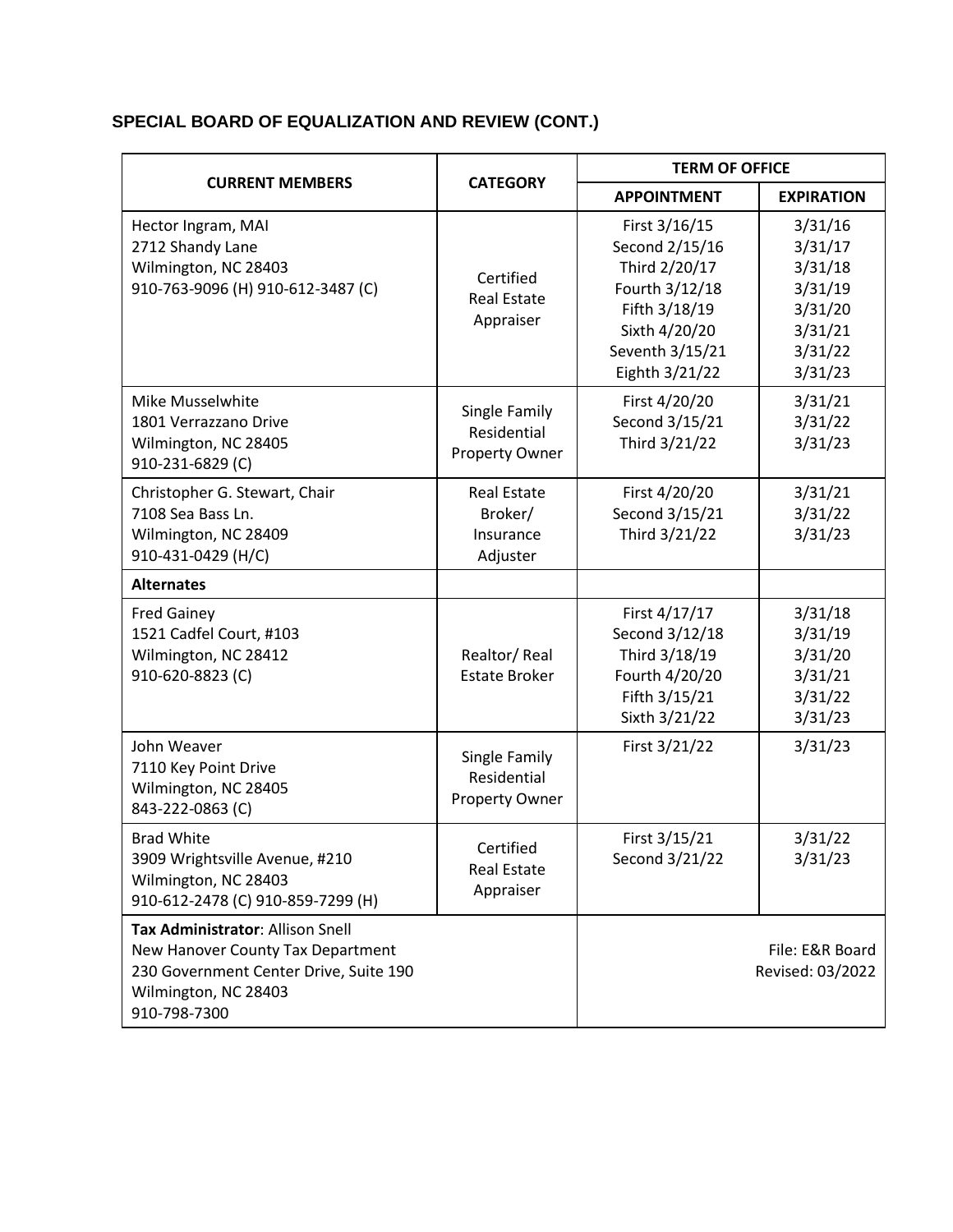## SPECIAL BOARD OF EQUALIZATION AND REVIEW (CONT.)

| CURRENT MEMBERS | CATEGORY | TERM OF OFFICE | |
|---|---|---|---|
| | | APPOINTMENT | EXPIRATION |
| Hector Ingram, MAI<br>2712 Shandy Lane<br>Wilmington, NC 28403<br>910-763-9096 (H) 910-612-3487 (C) | Certified Real Estate Appraiser | First 3/16/15<br>Second 2/15/16<br>Third 2/20/17<br>Fourth 3/12/18<br>Fifth 3/18/19<br>Sixth 4/20/20<br>Seventh 3/15/21<br>Eighth 3/21/22 | 3/31/16<br>3/31/17<br>3/31/18<br>3/31/19<br>3/31/20<br>3/31/21<br>3/31/22<br>3/31/23 |
| Mike Musselwhite<br>1801 Verrazzano Drive<br>Wilmington, NC 28405<br>910-231-6829 (C) | Single Family Residential Property Owner | First 4/20/20<br>Second 3/15/21<br>Third 3/21/22 | 3/31/21<br>3/31/22<br>3/31/23 |
| Christopher G. Stewart, Chair<br>7108 Sea Bass Ln.<br>Wilmington, NC 28409<br>910-431-0429 (H/C) | Real Estate Broker/ Insurance Adjuster | First 4/20/20<br>Second 3/15/21<br>Third 3/21/22 | 3/31/21<br>3/31/22<br>3/31/23 |
| **Alternates** | | | |
| Fred Gainey<br>1521 Cadfel Court, #103<br>Wilmington, NC 28412<br>910-620-8823 (C) | Realtor/ Real Estate Broker | First 4/17/17<br>Second 3/12/18<br>Third 3/18/19<br>Fourth 4/20/20<br>Fifth 3/15/21<br>Sixth 3/21/22 | 3/31/18<br>3/31/19<br>3/31/20<br>3/31/21<br>3/31/22<br>3/31/23 |
| John Weaver<br>7110 Key Point Drive<br>Wilmington, NC 28405<br>843-222-0863 (C) | Single Family Residential Property Owner | First 3/21/22 | 3/31/23 |
| Brad White<br>3909 Wrightsville Avenue, #210<br>Wilmington, NC 28403<br>910-612-2478 (C) 910-859-7299 (H) | Certified Real Estate Appraiser | First 3/15/21<br>Second 3/21/22 | 3/31/22<br>3/31/23 |
| **Tax Administrator**: Allison Snell<br>New Hanover County Tax Department<br>230 Government Center Drive, Suite 190<br>Wilmington, NC 28403<br>910-798-7300 | | File: E&R Board<br>Revised: 03/2022 | |